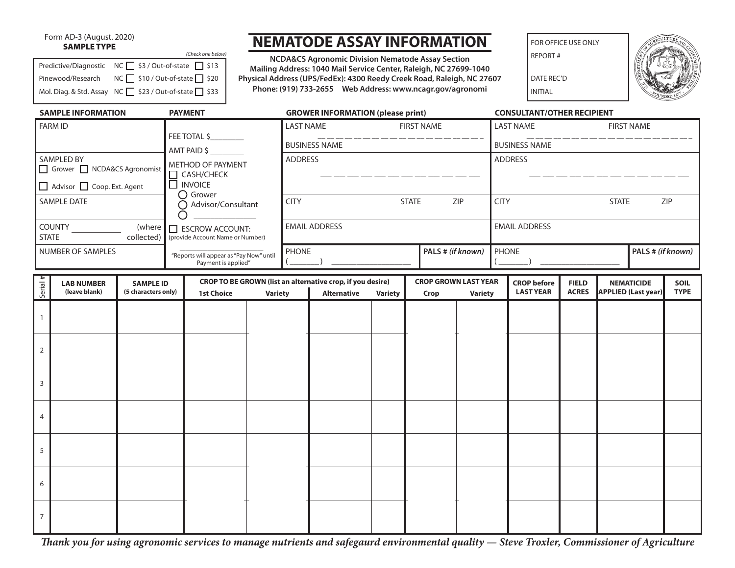Form AD-3 (August. 2020)

**SAMPLE TYPE**

*(Check one below)*

| | | |
|---|---|---|
| Predictive/Diagnostic | NC ☐ $3 / Out-of-state ☐ $13 |
| Pinewood/Research | NC ☐ $10 / Out-of-state ☐ $20 |
| Mol. Diag. & Std. Assay | NC ☐ $23 / Out-of-state ☐ $33 |

# NEMATODE ASSAY INFORMATION

**NCDA&CS Agronomic Division Nematode Assay Section**
**Mailing Address: 1040 Mail Service Center, Raleigh, NC 27699-1040**
**Physical Address (UPS/FedEx): 4300 Reedy Creek Road, Raleigh, NC 27607**
**Phone: (919) 733-2655 Web Address: www.ncagr.gov/agronomi**

FOR OFFICE USE ONLY
REPORT #
DATE REC'D
INITIAL

| SAMPLE INFORMATION | PAYMENT | GROWER INFORMATION (please print) | CONSULTANT/OTHER RECIPIENT |
|---|---|---|---|
| FARM ID | FEE TOTAL $________ AMT PAID $ ________ | LAST NAME FIRST NAME BUSINESS NAME | LAST NAME FIRST NAME BUSINESS NAME |
| SAMPLED BY ☐ Grower ☐ NCDA&CS Agronomist ☐ Advisor ☐ Coop. Ext. Agent | METHOD OF PAYMENT ☐ CASH/CHECK ☐ INVOICE ◯ Grower ◯ Advisor/Consultant ◯ ______________ | ADDRESS | ADDRESS |
| SAMPLE DATE | | CITY STATE ZIP | CITY STATE ZIP |
| COUNTY ___________ (where STATE collected) | ☐ ESCROW ACCOUNT: (provide Account Name or Number) ____________________ | EMAIL ADDRESS | EMAIL ADDRESS |
| NUMBER OF SAMPLES | "Reports will appear as "Pay Now" until Payment is applied" | PHONE ( _______ ) ___________________ PALS # *(if known)* | PHONE ( _______ ) ___________________ PALS # *(if known)* |

| Serial # | LAB NUMBER (leave blank) | SAMPLE ID (5 characters only) | CROP TO BE GROWN (list an alternative crop, if you desire) 1st Choice | Variety | Alternative | Variety | CROP GROWN LAST YEAR Crop | Variety | CROP before LAST YEAR | FIELD ACRES | NEMATICIDE APPLIED (Last year) | SOIL TYPE |
|---|---|---|---|---|---|---|---|---|---|---|---|---|
| 1 | | | | | | | | | | | | |
| 2 | | | | | | | | | | | | |
| 3 | | | | | | | | | | | | |
| 4 | | | | | | | | | | | | |
| 5 | | | | | | | | | | | | |
| 6 | | | | | | | | | | | | |
| 7 | | | | | | | | | | | | |

*Thank you for using agronomic services to manage nutrients and safegaurd environmental quality — Steve Troxler, Commissioner of Agriculture*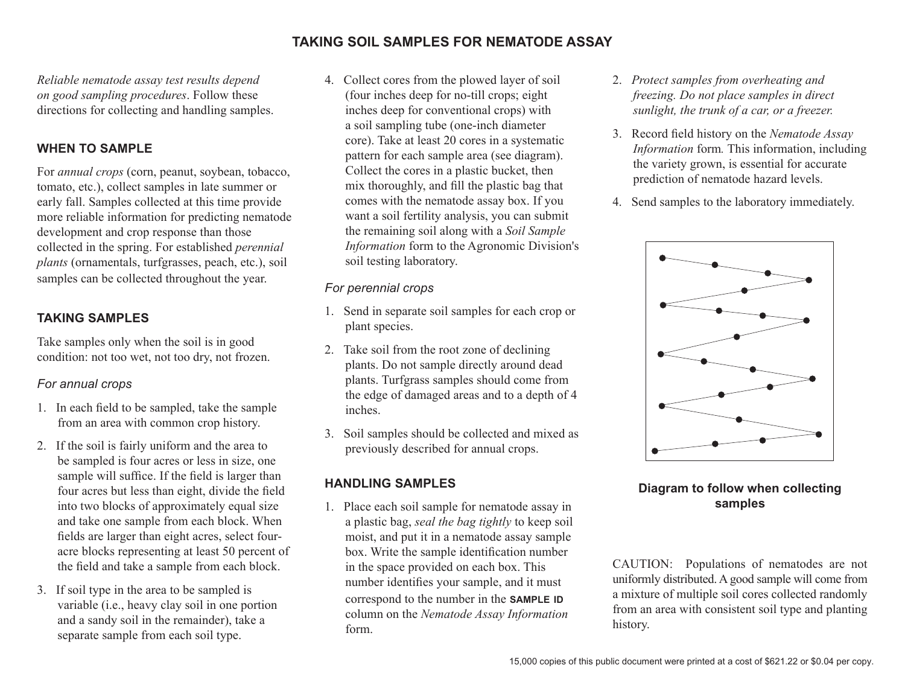# TAKING SOIL SAMPLES FOR NEMATODE ASSAY

*Reliable nematode assay test results depend on good sampling procedures*. Follow these directions for collecting and handling samples.

## WHEN TO SAMPLE

For *annual crops* (corn, peanut, soybean, tobacco, tomato, etc.), collect samples in late summer or early fall. Samples collected at this time provide more reliable information for predicting nematode development and crop response than those collected in the spring. For established *perennial plants* (ornamentals, turfgrasses, peach, etc.), soil samples can be collected throughout the year.

## TAKING SAMPLES

Take samples only when the soil is in good condition: not too wet, not too dry, not frozen.

### *For annual crops*

1. In each field to be sampled, take the sample from an area with common crop history.
2. If the soil is fairly uniform and the area to be sampled is four acres or less in size, one sample will suffice. If the field is larger than four acres but less than eight, divide the field into two blocks of approximately equal size and take one sample from each block. When fields are larger than eight acres, select four-acre blocks representing at least 50 percent of the field and take a sample from each block.
3. If soil type in the area to be sampled is variable (i.e., heavy clay soil in one portion and a sandy soil in the remainder), take a separate sample from each soil type.
4. Collect cores from the plowed layer of soil (four inches deep for no-till crops; eight inches deep for conventional crops) with a soil sampling tube (one-inch diameter core). Take at least 20 cores in a systematic pattern for each sample area (see diagram). Collect the cores in a plastic bucket, then mix thoroughly, and fill the plastic bag that comes with the nematode assay box. If you want a soil fertility analysis, you can submit the remaining soil along with a *Soil Sample Information* form to the Agronomic Division's soil testing laboratory.

### *For perennial crops*

1. Send in separate soil samples for each crop or plant species.
2. Take soil from the root zone of declining plants. Do not sample directly around dead plants. Turfgrass samples should come from the edge of damaged areas and to a depth of 4 inches.
3. Soil samples should be collected and mixed as previously described for annual crops.

## HANDLING SAMPLES

1. Place each soil sample for nematode assay in a plastic bag, *seal the bag tightly* to keep soil moist, and put it in a nematode assay sample box. Write the sample identification number in the space provided on each box. This number identifies your sample, and it must correspond to the number in the **SAMPLE ID** column on the *Nematode Assay Information* form.
2. *Protect samples from overheating and freezing. Do not place samples in direct sunlight, the trunk of a car, or a freezer.*
3. Record field history on the *Nematode Assay Information* form*.* This information, including the variety grown, is essential for accurate prediction of nematode hazard levels.
4. Send samples to the laboratory immediately.

**Diagram to follow when collecting samples**

CAUTION: Populations of nematodes are not uniformly distributed. A good sample will come from a mixture of multiple soil cores collected randomly from an area with consistent soil type and planting history.

15,000 copies of this public document were printed at a cost of $621.22 or $0.04 per copy.